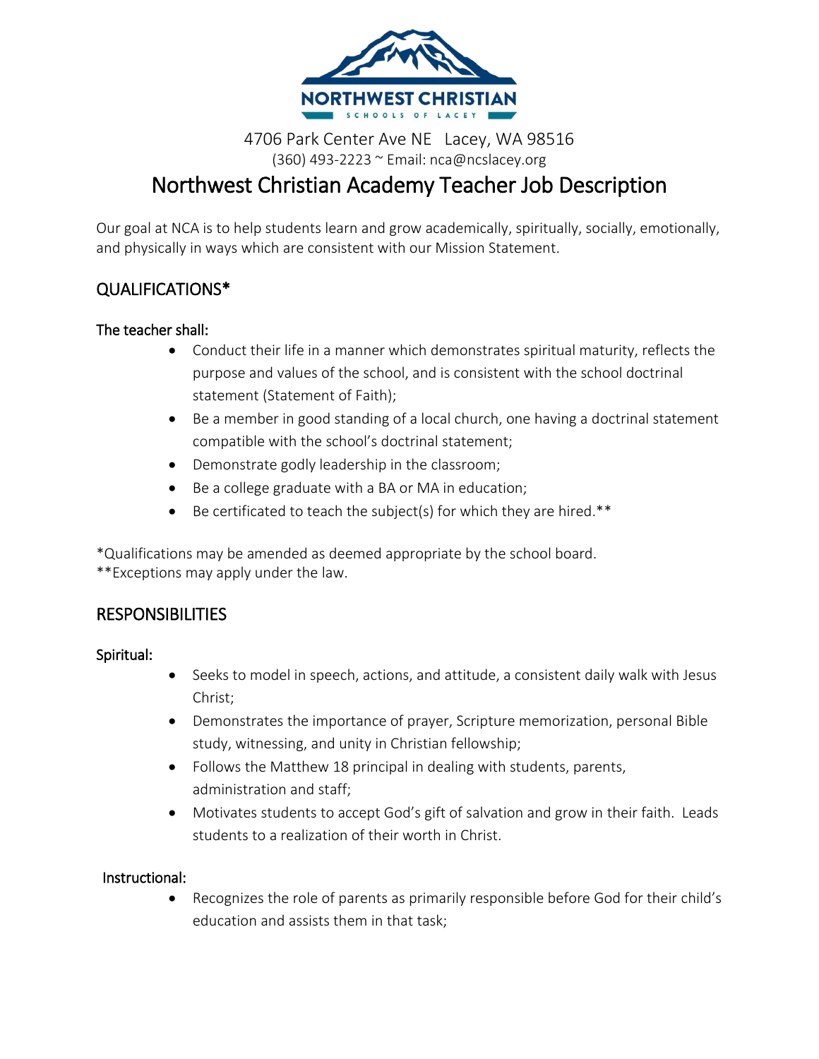NORTHWEST CHRISTIAN

SCHOOLS OF LACEY

4706 Park Center Ave NE   Lacey, WA 98516

(360) 493-2223 ~ Email: nca@ncslacey.org

# Northwest Christian Academy Teacher Job Description

Our goal at NCA is to help students learn and grow academically, spiritually, socially, emotionally, and physically in ways which are consistent with our Mission Statement.

## QUALIFICATIONS*

### The teacher shall:

- Conduct their life in a manner which demonstrates spiritual maturity, reflects the purpose and values of the school, and is consistent with the school doctrinal statement (Statement of Faith);
- Be a member in good standing of a local church, one having a doctrinal statement compatible with the school's doctrinal statement;
- Demonstrate godly leadership in the classroom;
- Be a college graduate with a BA or MA in education;
- Be certificated to teach the subject(s) for which they are hired.**

*Qualifications may be amended as deemed appropriate by the school board.
**Exceptions may apply under the law.

## RESPONSIBILITIES

### Spiritual:

- Seeks to model in speech, actions, and attitude, a consistent daily walk with Jesus Christ;
- Demonstrates the importance of prayer, Scripture memorization, personal Bible study, witnessing, and unity in Christian fellowship;
- Follows the Matthew 18 principal in dealing with students, parents, administration and staff;
- Motivates students to accept God's gift of salvation and grow in their faith.  Leads students to a realization of their worth in Christ.

### Instructional:

- Recognizes the role of parents as primarily responsible before God for their child's education and assists them in that task;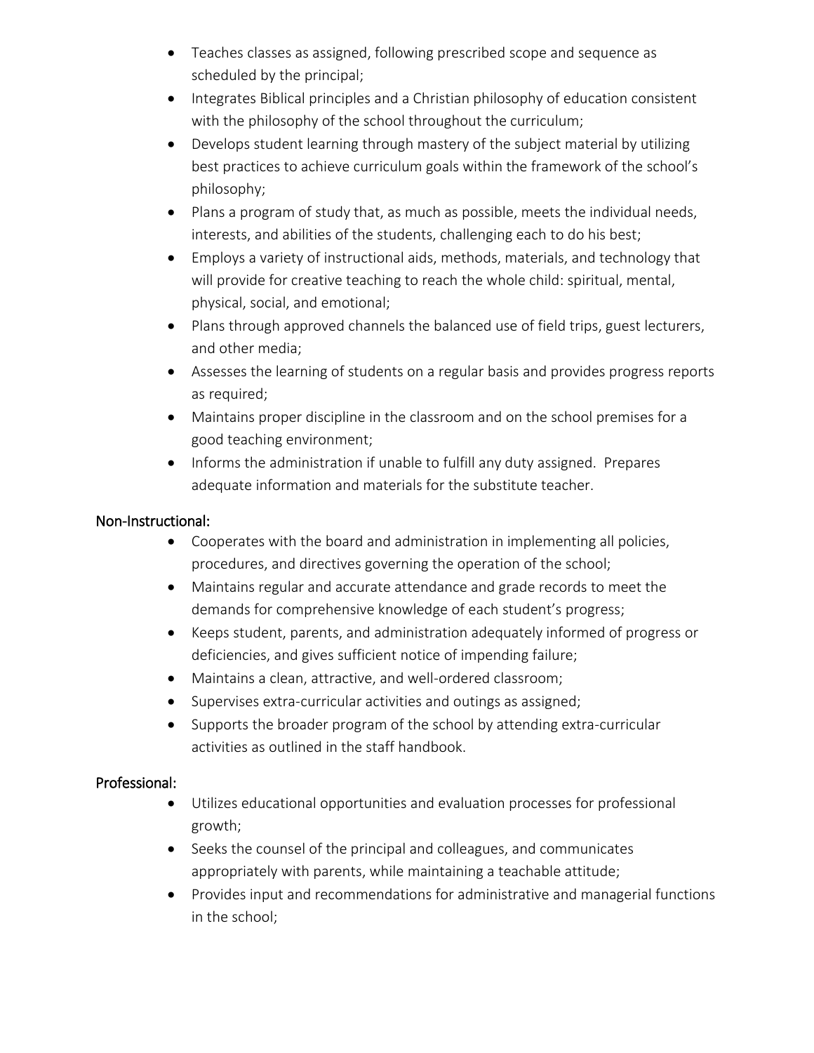- Teaches classes as assigned, following prescribed scope and sequence as scheduled by the principal;
- Integrates Biblical principles and a Christian philosophy of education consistent with the philosophy of the school throughout the curriculum;
- Develops student learning through mastery of the subject material by utilizing best practices to achieve curriculum goals within the framework of the school's philosophy;
- Plans a program of study that, as much as possible, meets the individual needs, interests, and abilities of the students, challenging each to do his best;
- Employs a variety of instructional aids, methods, materials, and technology that will provide for creative teaching to reach the whole child: spiritual, mental, physical, social, and emotional;
- Plans through approved channels the balanced use of field trips, guest lecturers, and other media;
- Assesses the learning of students on a regular basis and provides progress reports as required;
- Maintains proper discipline in the classroom and on the school premises for a good teaching environment;
- Informs the administration if unable to fulfill any duty assigned. Prepares adequate information and materials for the substitute teacher.

### Non-Instructional:

- Cooperates with the board and administration in implementing all policies, procedures, and directives governing the operation of the school;
- Maintains regular and accurate attendance and grade records to meet the demands for comprehensive knowledge of each student's progress;
- Keeps student, parents, and administration adequately informed of progress or deficiencies, and gives sufficient notice of impending failure;
- Maintains a clean, attractive, and well-ordered classroom;
- Supervises extra-curricular activities and outings as assigned;
- Supports the broader program of the school by attending extra-curricular activities as outlined in the staff handbook.

### Professional:

- Utilizes educational opportunities and evaluation processes for professional growth;
- Seeks the counsel of the principal and colleagues, and communicates appropriately with parents, while maintaining a teachable attitude;
- Provides input and recommendations for administrative and managerial functions in the school;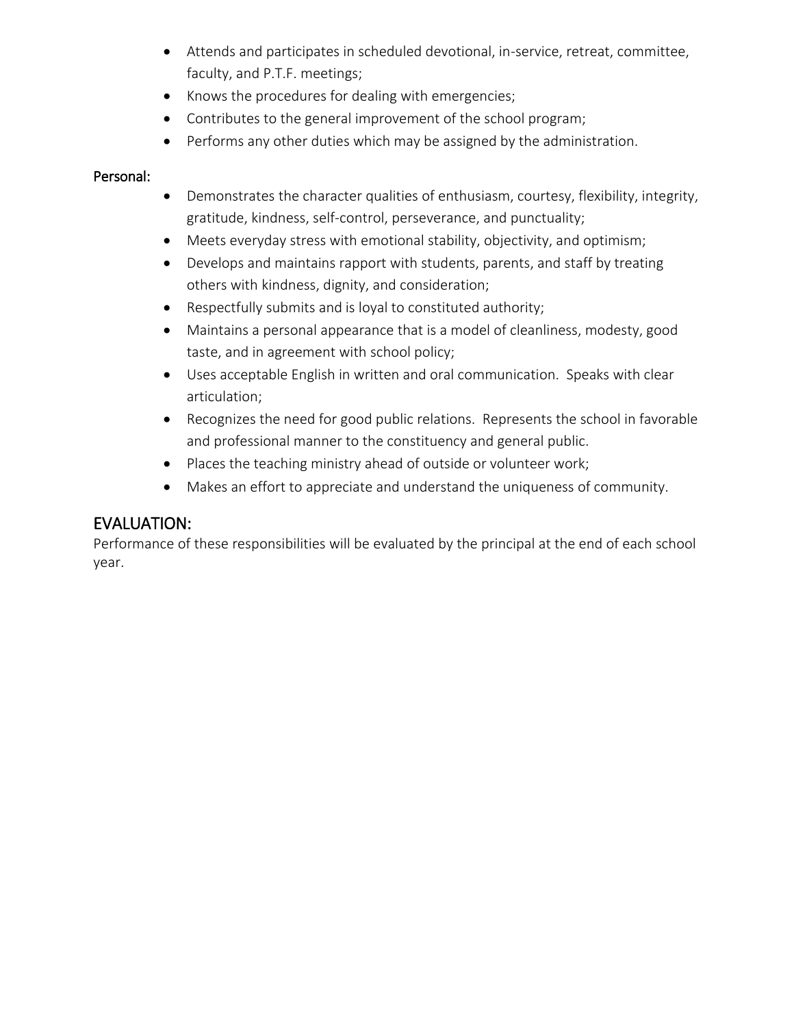- Attends and participates in scheduled devotional, in-service, retreat, committee, faculty, and P.T.F. meetings;
- Knows the procedures for dealing with emergencies;
- Contributes to the general improvement of the school program;
- Performs any other duties which may be assigned by the administration.

Personal:

- Demonstrates the character qualities of enthusiasm, courtesy, flexibility, integrity, gratitude, kindness, self-control, perseverance, and punctuality;
- Meets everyday stress with emotional stability, objectivity, and optimism;
- Develops and maintains rapport with students, parents, and staff by treating others with kindness, dignity, and consideration;
- Respectfully submits and is loyal to constituted authority;
- Maintains a personal appearance that is a model of cleanliness, modesty, good taste, and in agreement with school policy;
- Uses acceptable English in written and oral communication. Speaks with clear articulation;
- Recognizes the need for good public relations. Represents the school in favorable and professional manner to the constituency and general public.
- Places the teaching ministry ahead of outside or volunteer work;
- Makes an effort to appreciate and understand the uniqueness of community.

## EVALUATION:

Performance of these responsibilities will be evaluated by the principal at the end of each school year.